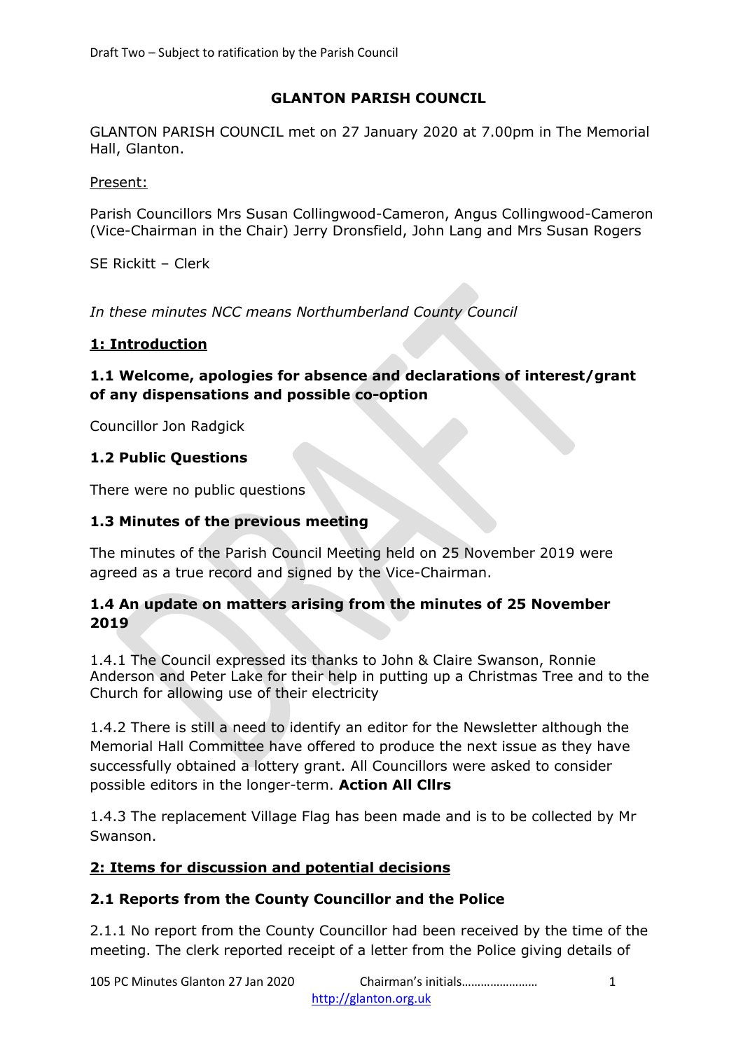Draft Two – Subject to ratification by the Parish Council

# GLANTON PARISH COUNCIL

GLANTON PARISH COUNCIL met on 27 January 2020 at 7.00pm in The Memorial Hall, Glanton.

Present:

Parish Councillors Mrs Susan Collingwood-Cameron, Angus Collingwood-Cameron (Vice-Chairman in the Chair) Jerry Dronsfield, John Lang and Mrs Susan Rogers

SE Rickitt – Clerk

*In these minutes NCC means Northumberland County Council*

## 1: Introduction

### 1.1 Welcome, apologies for absence and declarations of interest/grant of any dispensations and possible co-option

Councillor Jon Radgick

### 1.2 Public Questions

There were no public questions

### 1.3 Minutes of the previous meeting

The minutes of the Parish Council Meeting held on 25 November 2019 were agreed as a true record and signed by the Vice-Chairman.

### 1.4 An update on matters arising from the minutes of 25 November 2019

1.4.1 The Council expressed its thanks to John & Claire Swanson, Ronnie Anderson and Peter Lake for their help in putting up a Christmas Tree and to the Church for allowing use of their electricity

1.4.2 There is still a need to identify an editor for the Newsletter although the Memorial Hall Committee have offered to produce the next issue as they have successfully obtained a lottery grant. All Councillors were asked to consider possible editors in the longer-term. **Action All Cllrs**

1.4.3 The replacement Village Flag has been made and is to be collected by Mr Swanson.

## 2: Items for discussion and potential decisions

### 2.1 Reports from the County Councillor and the Police

2.1.1 No report from the County Councillor had been received by the time of the meeting. The clerk reported receipt of a letter from the Police giving details of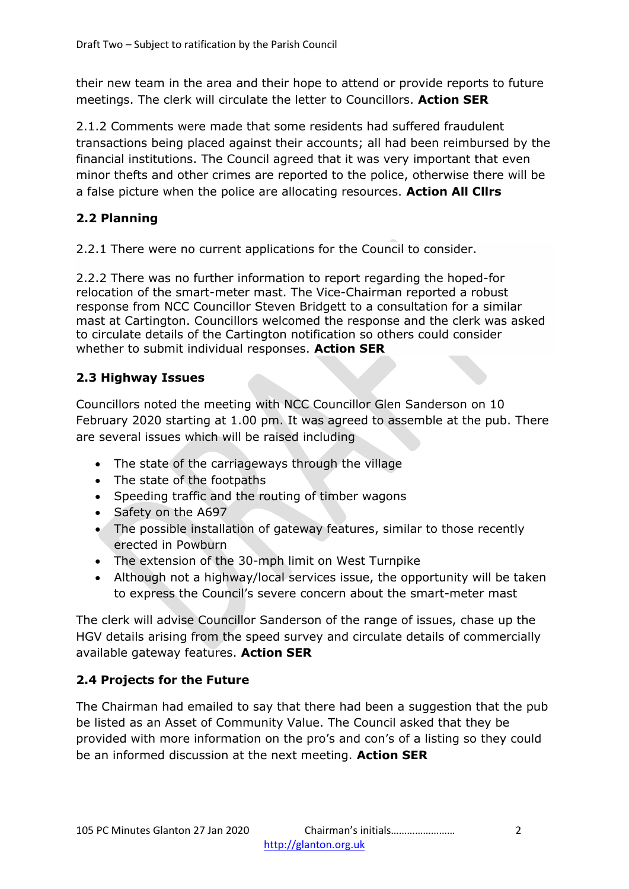their new team in the area and their hope to attend or provide reports to future meetings. The clerk will circulate the letter to Councillors. **Action SER**

2.1.2 Comments were made that some residents had suffered fraudulent transactions being placed against their accounts; all had been reimbursed by the financial institutions. The Council agreed that it was very important that even minor thefts and other crimes are reported to the police, otherwise there will be a false picture when the police are allocating resources. **Action All Cllrs**

### 2.2 Planning

2.2.1 There were no current applications for the Council to consider.

2.2.2 There was no further information to report regarding the hoped-for relocation of the smart-meter mast. The Vice-Chairman reported a robust response from NCC Councillor Steven Bridgett to a consultation for a similar mast at Cartington. Councillors welcomed the response and the clerk was asked to circulate details of the Cartington notification so others could consider whether to submit individual responses. **Action SER**

### 2.3 Highway Issues

Councillors noted the meeting with NCC Councillor Glen Sanderson on 10 February 2020 starting at 1.00 pm. It was agreed to assemble at the pub. There are several issues which will be raised including

- The state of the carriageways through the village
- The state of the footpaths
- Speeding traffic and the routing of timber wagons
- Safety on the A697
- The possible installation of gateway features, similar to those recently erected in Powburn
- The extension of the 30-mph limit on West Turnpike
- Although not a highway/local services issue, the opportunity will be taken to express the Council's severe concern about the smart-meter mast

The clerk will advise Councillor Sanderson of the range of issues, chase up the HGV details arising from the speed survey and circulate details of commercially available gateway features. **Action SER**

### 2.4 Projects for the Future

The Chairman had emailed to say that there had been a suggestion that the pub be listed as an Asset of Community Value. The Council asked that they be provided with more information on the pro's and con's of a listing so they could be an informed discussion at the next meeting. **Action SER**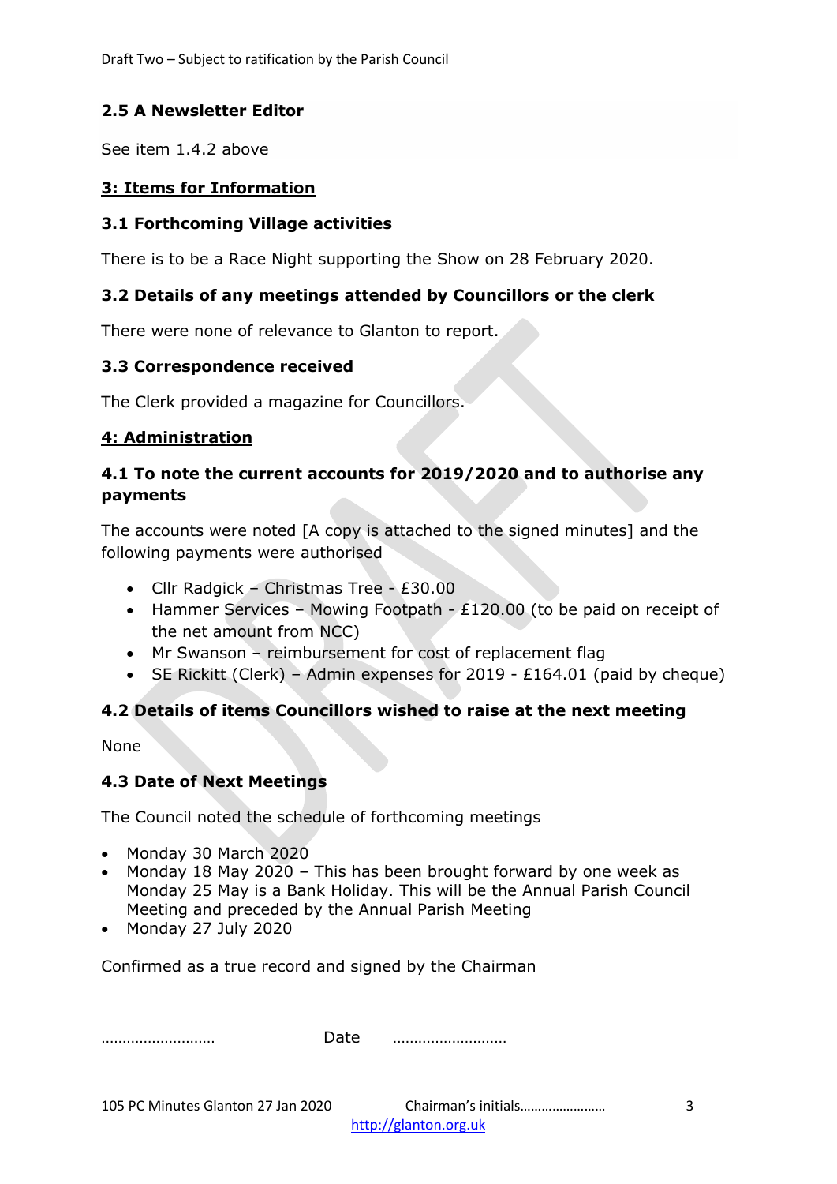## 2.5 A Newsletter Editor

See item 1.4.2 above

## 3: Items for Information

### 3.1 Forthcoming Village activities

There is to be a Race Night supporting the Show on 28 February 2020.

### 3.2 Details of any meetings attended by Councillors or the clerk

There were none of relevance to Glanton to report.

### 3.3 Correspondence received

The Clerk provided a magazine for Councillors.

## 4: Administration

### 4.1 To note the current accounts for 2019/2020 and to authorise any payments

The accounts were noted [A copy is attached to the signed minutes] and the following payments were authorised

- Cllr Radgick – Christmas Tree - £30.00
- Hammer Services – Mowing Footpath - £120.00 (to be paid on receipt of the net amount from NCC)
- Mr Swanson – reimbursement for cost of replacement flag
- SE Rickitt (Clerk) – Admin expenses for 2019 - £164.01 (paid by cheque)

### 4.2 Details of items Councillors wished to raise at the next meeting

None

### 4.3 Date of Next Meetings

The Council noted the schedule of forthcoming meetings

- Monday 30 March 2020
- Monday 18 May 2020 – This has been brought forward by one week as Monday 25 May is a Bank Holiday. This will be the Annual Parish Council Meeting and preceded by the Annual Parish Meeting
- Monday 27 July 2020

Confirmed as a true record and signed by the Chairman

…………………… Date ……………………